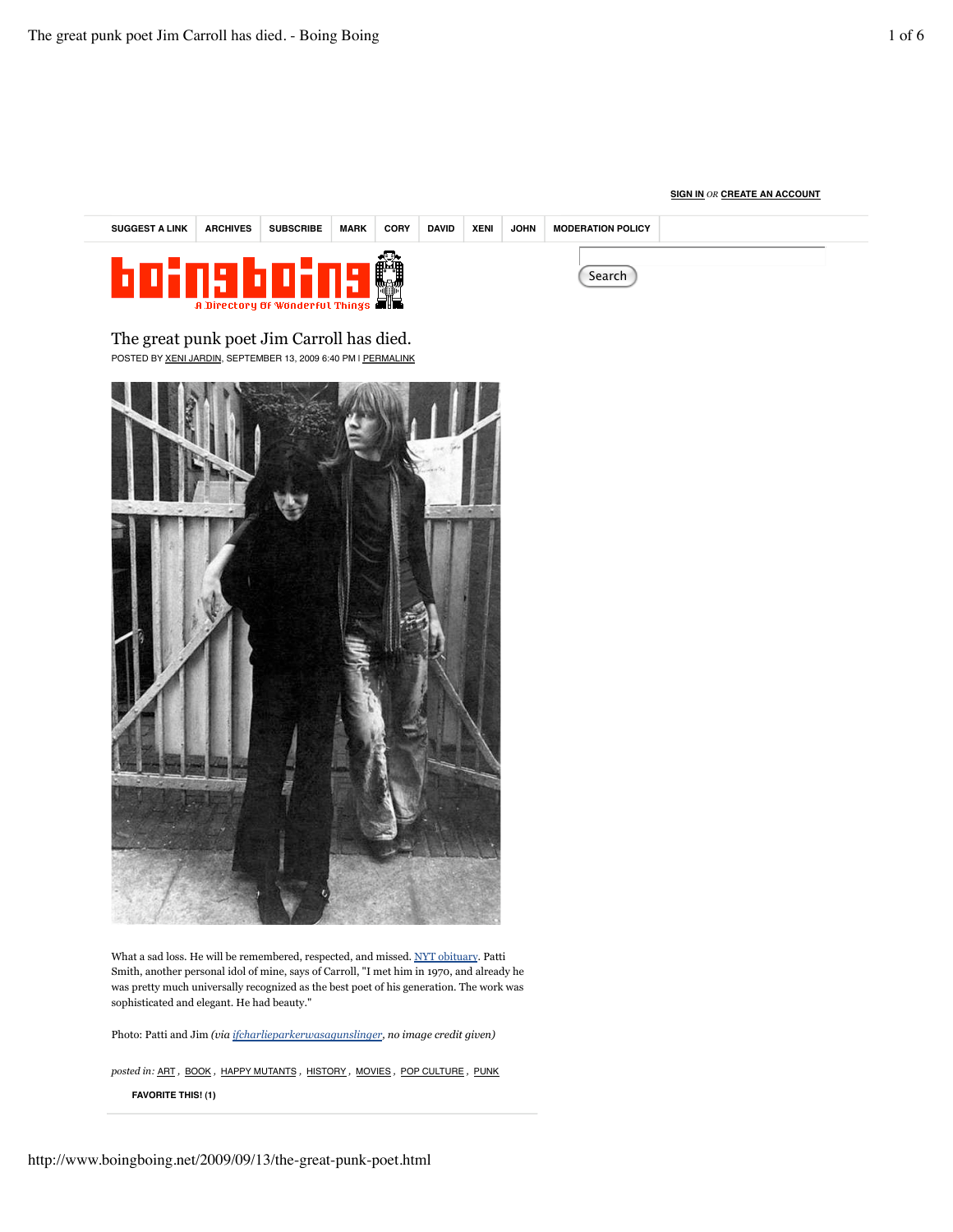SIGN IN *or* CREATE AN ACCOUNT

SUGGEST A LINK | ARCHIVES | SUBSCRIBE | MARK | CORY | DAVID | XENI | JOHN | MODERATION POLICY

Search

boingboing

A Directory Of Wonderful Things

# The great punk poet Jim Carroll has died.

POSTED BY XENI JARDIN, SEPTEMBER 13, 2009 6:40 PM | PERMALINK

What a sad loss. He will be remembered, respected, and missed. NYT obituary. Patti Smith, another personal idol of mine, says of Carroll, "I met him in 1970, and already he was pretty much universally recognized as the best poet of his generation. The work was sophisticated and elegant. He had beauty."

Photo: Patti and Jim *(via ifcharlieparkerwasagunslinger, no image credit given)*

*posted in:* ART , BOOK , HAPPY MUTANTS , HISTORY , MOVIES , POP CULTURE , PUNK

**FAVORITE THIS! (1)**

http://www.boingboing.net/2009/09/13/the-great-punk-poet.html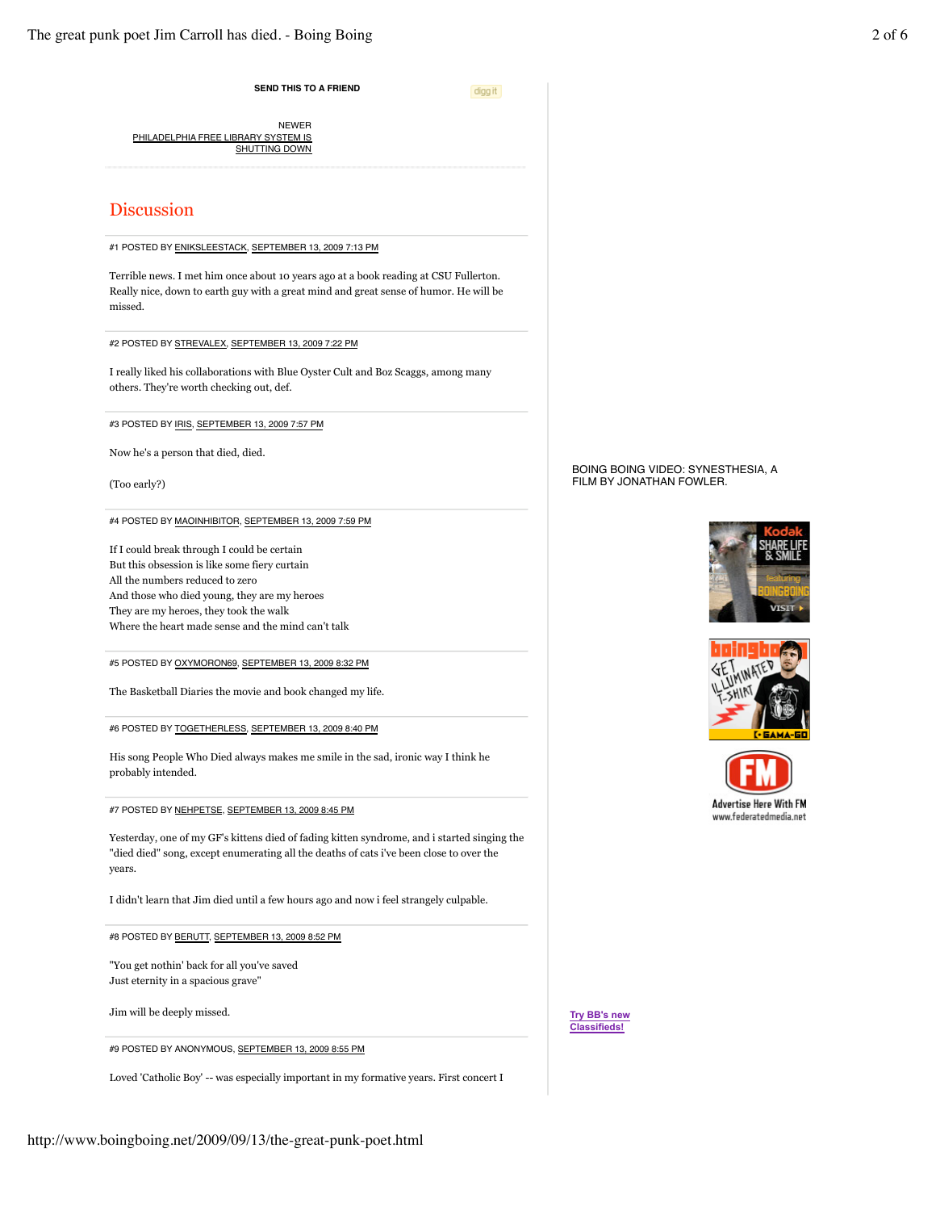SEND THIS TO A FRIEND

digg it

NEWER
PHILADELPHIA FREE LIBRARY SYSTEM IS SHUTTING DOWN

## Discussion

#1 POSTED BY ENIKSLEESTACK, SEPTEMBER 13, 2009 7:13 PM

Terrible news. I met him once about 10 years ago at a book reading at CSU Fullerton. Really nice, down to earth guy with a great mind and great sense of humor. He will be missed.

#2 POSTED BY STREVALEX, SEPTEMBER 13, 2009 7:22 PM

I really liked his collaborations with Blue Oyster Cult and Boz Scaggs, among many others. They're worth checking out, def.

#3 POSTED BY IRIS, SEPTEMBER 13, 2009 7:57 PM

Now he's a person that died, died.

(Too early?)

#4 POSTED BY MAOINHIBITOR, SEPTEMBER 13, 2009 7:59 PM

If I could break through I could be certain
But this obsession is like some fiery curtain
All the numbers reduced to zero
And those who died young, they are my heroes
They are my heroes, they took the walk
Where the heart made sense and the mind can't talk

#5 POSTED BY OXYMORON69, SEPTEMBER 13, 2009 8:32 PM

The Basketball Diaries the movie and book changed my life.

#6 POSTED BY TOGETHERLESS, SEPTEMBER 13, 2009 8:40 PM

His song People Who Died always makes me smile in the sad, ironic way I think he probably intended.

#7 POSTED BY NEHPETSE, SEPTEMBER 13, 2009 8:45 PM

Yesterday, one of my GF's kittens died of fading kitten syndrome, and i started singing the "died died" song, except enumerating all the deaths of cats i've been close to over the years.

I didn't learn that Jim died until a few hours ago and now i feel strangely culpable.

#8 POSTED BY BERUTT, SEPTEMBER 13, 2009 8:52 PM

"You get nothin' back for all you've saved
Just eternity in a spacious grave"

Jim will be deeply missed.

#9 POSTED BY ANONYMOUS, SEPTEMBER 13, 2009 8:55 PM

Loved 'Catholic Boy' -- was especially important in my formative years. First concert I

BOING BOING VIDEO: SYNESTHESIA, A FILM BY JONATHAN FOWLER.

Advertise Here With FM
www.federatedmedia.net

Try BB's new Classifieds!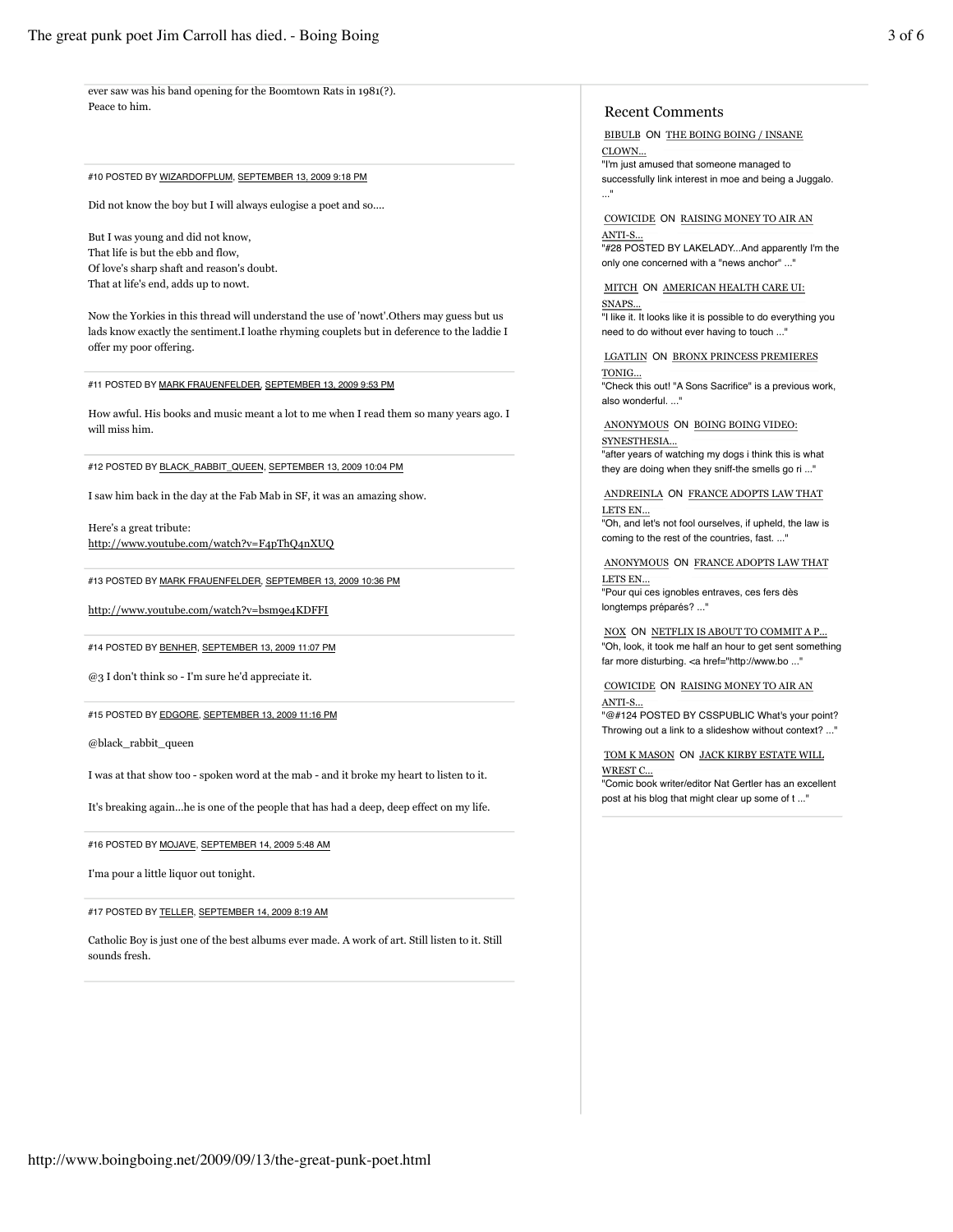ever saw was his band opening for the Boomtown Rats in 1981(?).
Peace to him.

#10 POSTED BY WIZARDOFPLUM, SEPTEMBER 13, 2009 9:18 PM

Did not know the boy but I will always eulogise a poet and so....

But I was young and did not know,
That life is but the ebb and flow,
Of love's sharp shaft and reason's doubt.
That at life's end, adds up to nowt.

Now the Yorkies in this thread will understand the use of 'nowt'.Others may guess but us lads know exactly the sentiment.I loathe rhyming couplets but in deference to the laddie I offer my poor offering.

#11 POSTED BY MARK FRAUENFELDER, SEPTEMBER 13, 2009 9:53 PM

How awful. His books and music meant a lot to me when I read them so many years ago. I will miss him.

#12 POSTED BY BLACK_RABBIT_QUEEN, SEPTEMBER 13, 2009 10:04 PM

I saw him back in the day at the Fab Mab in SF, it was an amazing show.

Here's a great tribute:
http://www.youtube.com/watch?v=F4pThQ4nXUQ

#13 POSTED BY MARK FRAUENFELDER, SEPTEMBER 13, 2009 10:36 PM

http://www.youtube.com/watch?v=bsm9e4KDFFI

#14 POSTED BY BENHER, SEPTEMBER 13, 2009 11:07 PM

@3 I don't think so - I'm sure he'd appreciate it.

#15 POSTED BY EDGORE, SEPTEMBER 13, 2009 11:16 PM

@black_rabbit_queen

I was at that show too - spoken word at the mab - and it broke my heart to listen to it.

It's breaking again...he is one of the people that has had a deep, deep effect on my life.

#16 POSTED BY MOJAVE, SEPTEMBER 14, 2009 5:48 AM

I'ma pour a little liquor out tonight.

#17 POSTED BY TELLER, SEPTEMBER 14, 2009 8:19 AM

Catholic Boy is just one of the best albums ever made. A work of art. Still listen to it. Still sounds fresh.

## Recent Comments

BIBULB ON THE BOING BOING / INSANE CLOWN...
"I'm just amused that someone managed to successfully link interest in moe and being a Juggalo. ..."

COWICIDE ON RAISING MONEY TO AIR AN ANTI-S...
"#28 POSTED BY LAKELADY...And apparently I'm the only one concerned with a "news anchor" ..."

MITCH ON AMERICAN HEALTH CARE UI: SNAPS...
"I like it. It looks like it is possible to do everything you need to do without ever having to touch ..."

LGATLIN ON BRONX PRINCESS PREMIERES TONIG...
"Check this out! "A Sons Sacrifice" is a previous work, also wonderful. ..."

ANONYMOUS ON BOING BOING VIDEO: SYNESTHESIA...
"after years of watching my dogs i think this is what they are doing when they sniff-the smells go ri ..."

ANDREINLA ON FRANCE ADOPTS LAW THAT LETS EN...
"Oh, and let's not fool ourselves, if upheld, the law is coming to the rest of the countries, fast. ..."

ANONYMOUS ON FRANCE ADOPTS LAW THAT LETS EN...
"Pour qui ces ignobles entraves, ces fers dès longtemps préparés? ..."

NOX ON NETFLIX IS ABOUT TO COMMIT A P...
"Oh, look, it took me half an hour to get sent something far more disturbing. <a href="http://www.bo ..."

COWICIDE ON RAISING MONEY TO AIR AN ANTI-S...
"@#124 POSTED BY CSSPUBLIC What's your point? Throwing out a link to a slideshow without context? ..."

TOM K MASON ON JACK KIRBY ESTATE WILL WREST C...
"Comic book writer/editor Nat Gertler has an excellent post at his blog that might clear up some of t ..."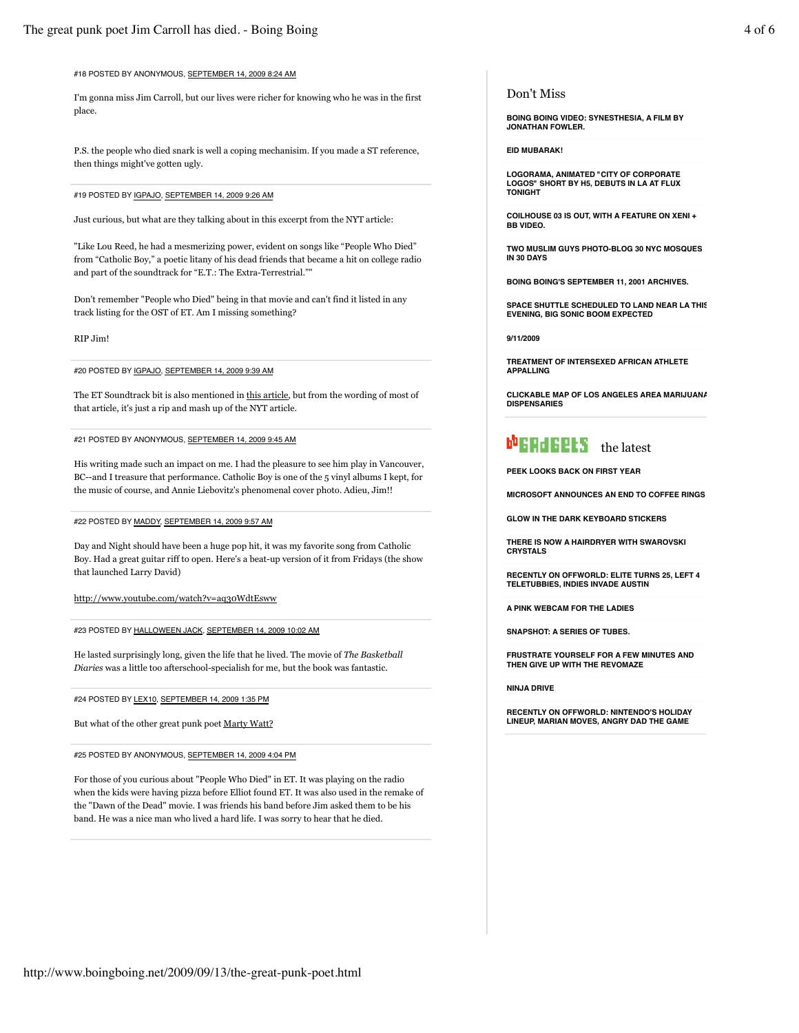#18 POSTED BY ANONYMOUS, SEPTEMBER 14, 2009 8:24 AM

I'm gonna miss Jim Carroll, but our lives were richer for knowing who he was in the first place.

P.S. the people who died snark is well a coping mechanisim. If you made a ST reference, then things might've gotten ugly.

---

#19 POSTED BY IGPAJO, SEPTEMBER 14, 2009 9:26 AM

Just curious, but what are they talking about in this excerpt from the NYT article:

"Like Lou Reed, he had a mesmerizing power, evident on songs like "People Who Died" from "Catholic Boy," a poetic litany of his dead friends that became a hit on college radio and part of the soundtrack for "E.T.: The Extra-Terrestrial.""

Don't remember "People who Died" being in that movie and can't find it listed in any track listing for the OST of ET. Am I missing something?

RIP Jim!

---

#20 POSTED BY IGPAJO, SEPTEMBER 14, 2009 9:39 AM

The ET Soundtrack bit is also mentioned in this article, but from the wording of most of that article, it's just a rip and mash up of the NYT article.

---

#21 POSTED BY ANONYMOUS, SEPTEMBER 14, 2009 9:45 AM

His writing made such an impact on me. I had the pleasure to see him play in Vancouver, BC--and I treasure that performance. Catholic Boy is one of the 5 vinyl albums I kept, for the music of course, and Annie Liebovitz's phenomenal cover photo. Adieu, Jim!!

---

#22 POSTED BY MADDY, SEPTEMBER 14, 2009 9:57 AM

Day and Night should have been a huge pop hit, it was my favorite song from Catholic Boy. Had a great guitar riff to open. Here's a beat-up version of it from Fridays (the show that launched Larry David)

http://www.youtube.com/watch?v=aq30WdtEsww

---

#23 POSTED BY HALLOWEEN JACK, SEPTEMBER 14, 2009 10:02 AM

He lasted surprisingly long, given the life that he lived. The movie of *The Basketball Diaries* was a little too afterschool-specialish for me, but the book was fantastic.

---

#24 POSTED BY LEX10, SEPTEMBER 14, 2009 1:35 PM

But what of the other great punk poet Marty Watt?

---

#25 POSTED BY ANONYMOUS, SEPTEMBER 14, 2009 4:04 PM

For those of you curious about "People Who Died" in ET. It was playing on the radio when the kids were having pizza before Elliot found ET. It was also used in the remake of the "Dawn of the Dead" movie. I was friends his band before Jim asked them to be his band. He was a nice man who lived a hard life. I was sorry to hear that he died.

---

## Don't Miss

**BOING BOING VIDEO: SYNESTHESIA, A FILM BY JONATHAN FOWLER.**

**EID MUBARAK!**

**LOGORAMA, ANIMATED "CITY OF CORPORATE LOGOS" SHORT BY H5, DEBUTS IN LA AT FLUX TONIGHT**

**COILHOUSE 03 IS OUT, WITH A FEATURE ON XENI + BB VIDEO.**

**TWO MUSLIM GUYS PHOTO-BLOG 30 NYC MOSQUES IN 30 DAYS**

**BOING BOING'S SEPTEMBER 11, 2001 ARCHIVES.**

**SPACE SHUTTLE SCHEDULED TO LAND NEAR LA THIS EVENING, BIG SONIC BOOM EXPECTED**

**9/11/2009**

**TREATMENT OF INTERSEXED AFRICAN ATHLETE APPALLING**

**CLICKABLE MAP OF LOS ANGELES AREA MARIJUANA DISPENSARIES**

## bb GADGETS the latest

**PEEK LOOKS BACK ON FIRST YEAR**

**MICROSOFT ANNOUNCES AN END TO COFFEE RINGS**

**GLOW IN THE DARK KEYBOARD STICKERS**

**THERE IS NOW A HAIRDRYER WITH SWAROVSKI CRYSTALS**

**RECENTLY ON OFFWORLD: ELITE TURNS 25, LEFT 4 TELETUBBIES, INDIES INVADE AUSTIN**

**A PINK WEBCAM FOR THE LADIES**

**SNAPSHOT: A SERIES OF TUBES.**

**FRUSTRATE YOURSELF FOR A FEW MINUTES AND THEN GIVE UP WITH THE REVOMAZE**

**NINJA DRIVE**

**RECENTLY ON OFFWORLD: NINTENDO'S HOLIDAY LINEUP, MARIAN MOVES, ANGRY DAD THE GAME**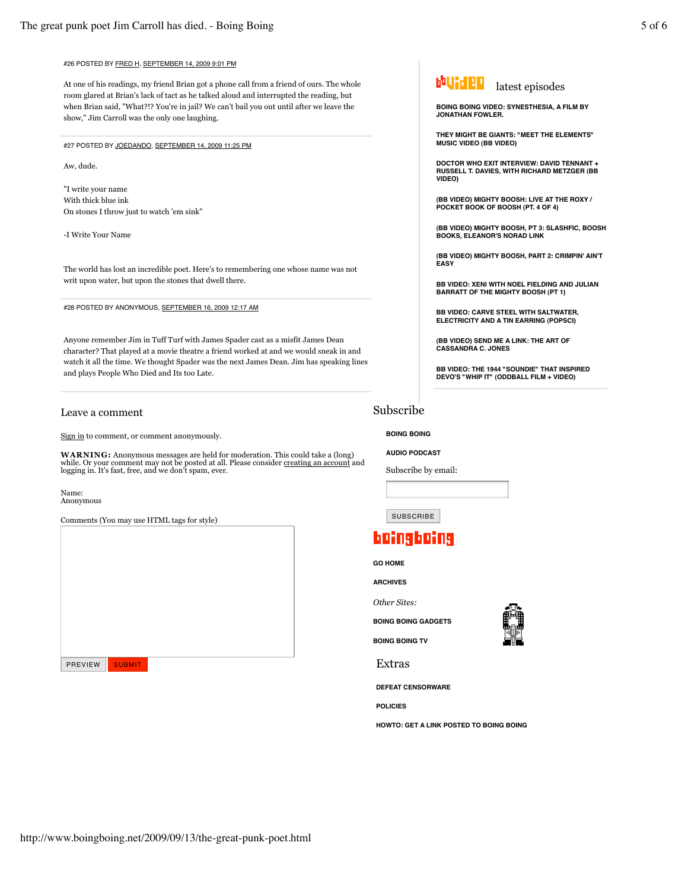#26 POSTED BY FRED H, SEPTEMBER 14, 2009 9:01 PM

At one of his readings, my friend Brian got a phone call from a friend of ours. The whole room glared at Brian's lack of tact as he talked aloud and interrupted the reading, but when Brian said, "What?!? You're in jail? We can't bail you out until after we leave the show," Jim Carroll was the only one laughing.

---

#27 POSTED BY JOEDANDO, SEPTEMBER 14, 2009 11:25 PM

Aw, dude.

"I write your name
With thick blue ink
On stones I throw just to watch 'em sink"

-I Write Your Name

The world has lost an incredible poet. Here's to remembering one whose name was not writ upon water, but upon the stones that dwell there.

---

#28 POSTED BY ANONYMOUS, SEPTEMBER 16, 2009 12:17 AM

Anyone remember Jim in Tuff Turf with James Spader cast as a misfit James Dean character? That played at a movie theatre a friend worked at and we would sneak in and watch it all the time. We thought Spader was the next James Dean. Jim has speaking lines and plays People Who Died and Its too Late.

---

## Leave a comment

Sign in to comment, or comment anonymously.

**WARNING:** Anonymous messages are held for moderation. This could take a (long) while. Or your comment may not be posted at all. Please consider creating an account and logging in. It's fast, free, and we don't spam, ever.

Name:
Anonymous

Comments (You may use HTML tags for style)

PREVIEW SUBMIT

## bbvideo latest episodes

- BOING BOING VIDEO: SYNESTHESIA, A FILM BY JONATHAN FOWLER.
- THEY MIGHT BE GIANTS: "MEET THE ELEMENTS" MUSIC VIDEO (BB VIDEO)
- DOCTOR WHO EXIT INTERVIEW: DAVID TENNANT + RUSSELL T. DAVIES, WITH RICHARD METZGER (BB VIDEO)
- (BB VIDEO) MIGHTY BOOSH: LIVE AT THE ROXY / POCKET BOOK OF BOOSH (PT. 4 OF 4)
- (BB VIDEO) MIGHTY BOOSH, PT 3: SLASHFIC, BOOSH BOOKS, ELEANOR'S NORAD LINK
- (BB VIDEO) MIGHTY BOOSH, PART 2: CRIMPIN' AIN'T EASY
- BB VIDEO: XENI WITH NOEL FIELDING AND JULIAN BARRATT OF THE MIGHTY BOOSH (PT 1)
- BB VIDEO: CARVE STEEL WITH SALTWATER, ELECTRICITY AND A TIN EARRING (POPSCI)
- (BB VIDEO) SEND ME A LINK: THE ART OF CASSANDRA C. JONES
- BB VIDEO: THE 1944 "SOUNDIE" THAT INSPIRED DEVO'S "WHIP IT" (ODDBALL FILM + VIDEO)

## Subscribe

- BOING BOING
- AUDIO PODCAST

Subscribe by email:

SUBSCRIBE

## boingboing

- GO HOME
- ARCHIVES

*Other Sites:*

- BOING BOING GADGETS
- BOING BOING TV

## Extras

- DEFEAT CENSORWARE
- POLICIES
- HOWTO: GET A LINK POSTED TO BOING BOING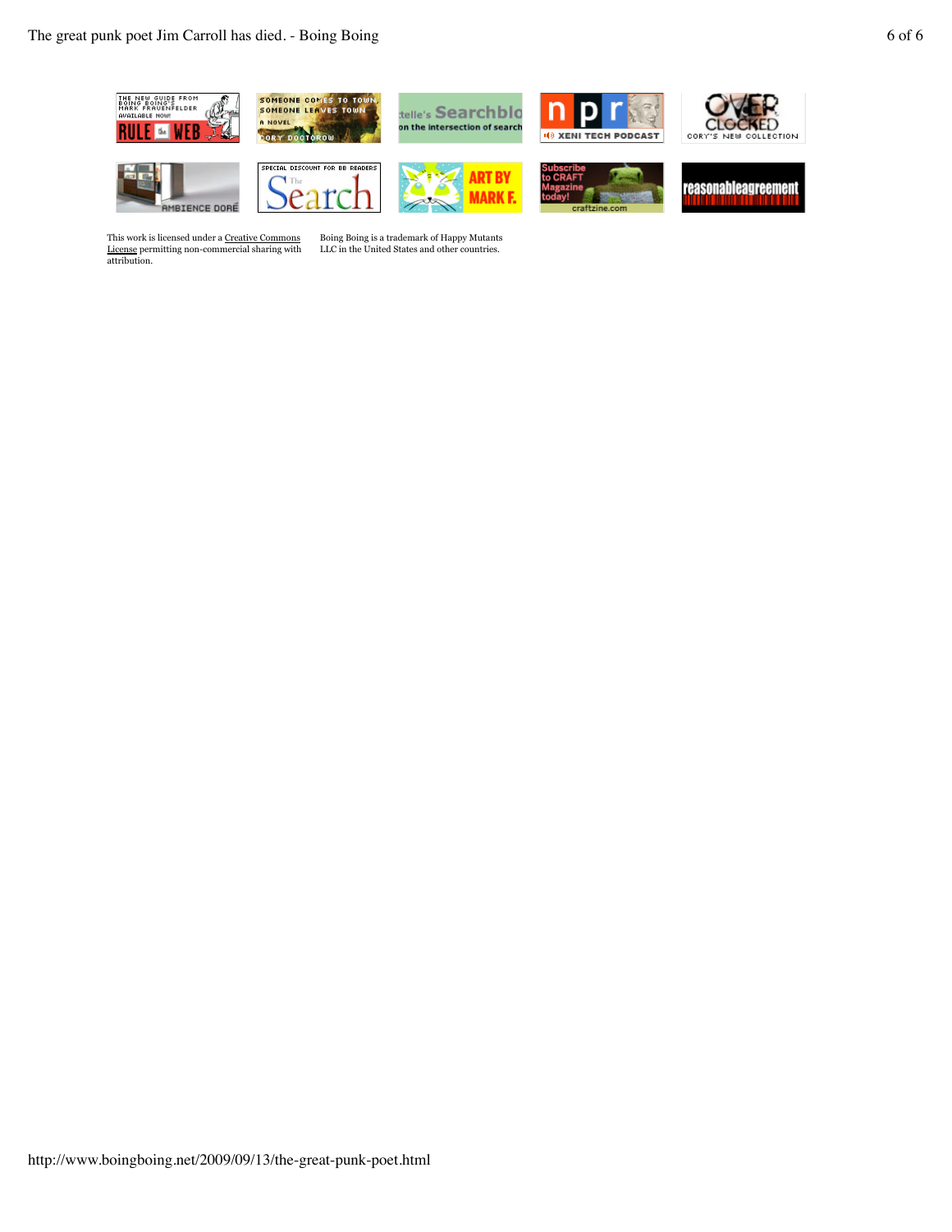This work is licensed under a Creative Commons License permitting non-commercial sharing with attribution.

Boing Boing is a trademark of Happy Mutants LLC in the United States and other countries.